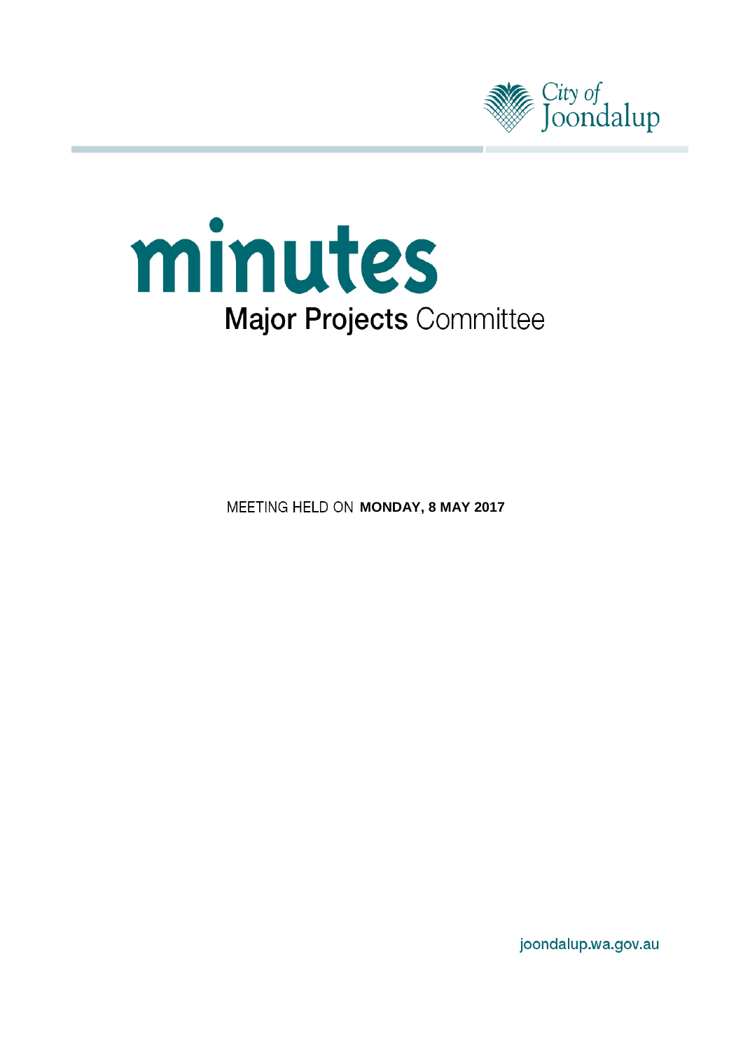City of Joondalup

# minutes

## Major Projects Committee

MEETING HELD ON **MONDAY, 8 MAY 2017**

joondalup.wa.gov.au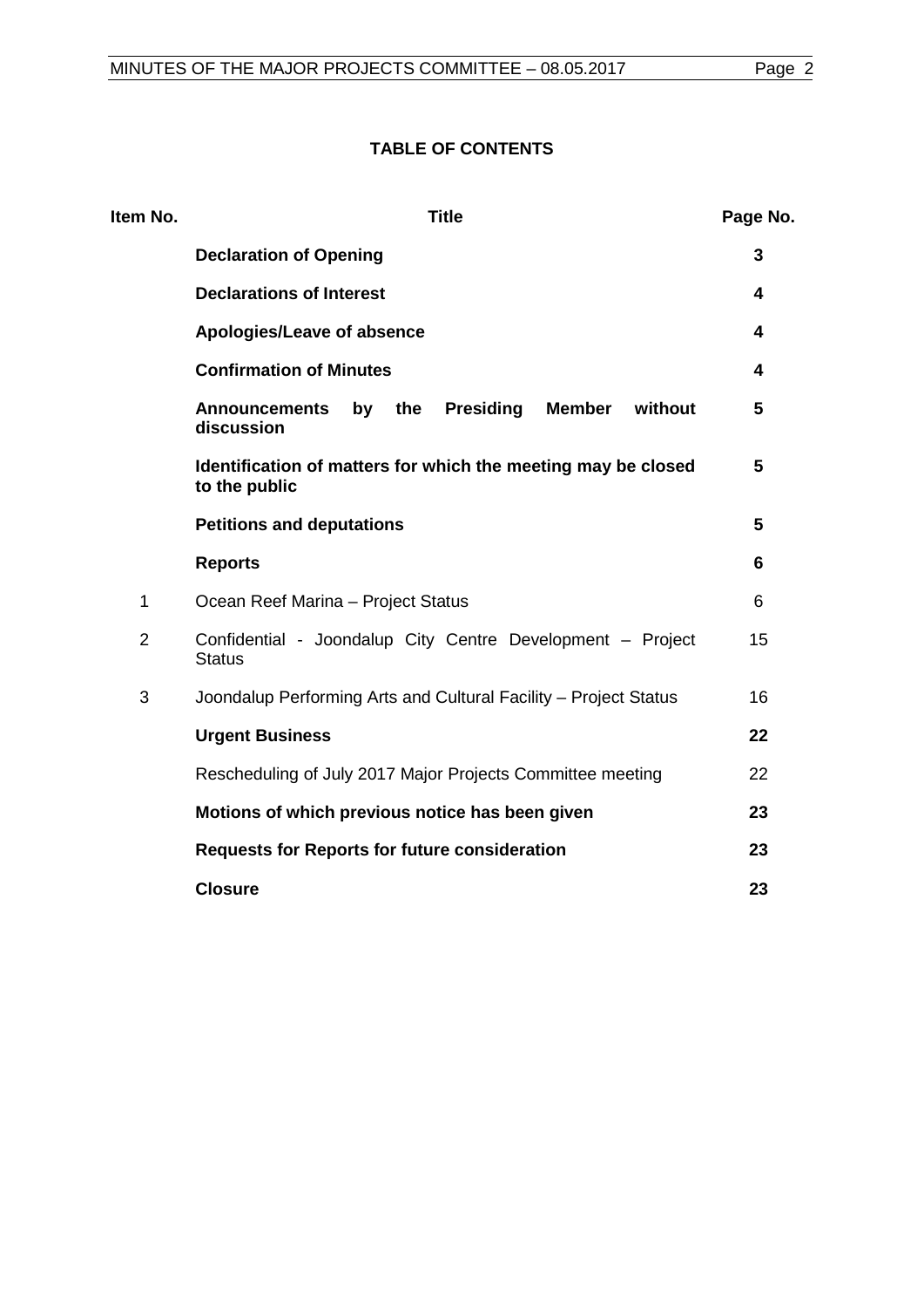**TABLE OF CONTENTS**

| Item No. | Title | Page No. |
| --- | --- | --- |
| | **Declaration of Opening** | **3** |
| | **Declarations of Interest** | **4** |
| | **Apologies/Leave of absence** | **4** |
| | **Confirmation of Minutes** | **4** |
| | **Announcements by the Presiding Member without discussion** | **5** |
| | **Identification of matters for which the meeting may be closed to the public** | **5** |
| | **Petitions and deputations** | **5** |
| | **Reports** | **6** |
| 1 | Ocean Reef Marina – Project Status | 6 |
| 2 | Confidential - Joondalup City Centre Development – Project Status | 15 |
| 3 | Joondalup Performing Arts and Cultural Facility – Project Status | 16 |
| | **Urgent Business** | **22** |
| | Rescheduling of July 2017 Major Projects Committee meeting | 22 |
| | **Motions of which previous notice has been given** | **23** |
| | **Requests for Reports for future consideration** | **23** |
| | **Closure** | **23** |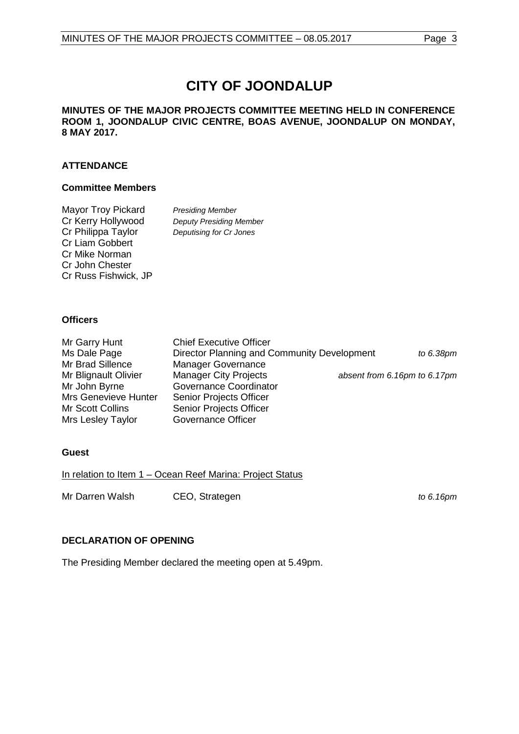# CITY OF JOONDALUP

**MINUTES OF THE MAJOR PROJECTS COMMITTEE MEETING HELD IN CONFERENCE ROOM 1, JOONDALUP CIVIC CENTRE, BOAS AVENUE, JOONDALUP ON MONDAY, 8 MAY 2017.**

## ATTENDANCE

### Committee Members

| | |
|---|---|
| Mayor Troy Pickard | *Presiding Member* |
| Cr Kerry Hollywood | *Deputy Presiding Member* |
| Cr Philippa Taylor | *Deputising for Cr Jones* |
| Cr Liam Gobbert | |
| Cr Mike Norman | |
| Cr John Chester | |
| Cr Russ Fishwick, JP | |

### Officers

| | | |
|---|---|---|
| Mr Garry Hunt | Chief Executive Officer | |
| Ms Dale Page | Director Planning and Community Development | *to 6.38pm* |
| Mr Brad Sillence | Manager Governance | |
| Mr Blignault Olivier | Manager City Projects | *absent from 6.16pm to 6.17pm* |
| Mr John Byrne | Governance Coordinator | |
| Mrs Genevieve Hunter | Senior Projects Officer | |
| Mr Scott Collins | Senior Projects Officer | |
| Mrs Lesley Taylor | Governance Officer | |

### Guest

In relation to Item 1 – Ocean Reef Marina: Project Status

| | | |
|---|---|---|
| Mr Darren Walsh | CEO, Strategen | *to 6.16pm* |

## DECLARATION OF OPENING

The Presiding Member declared the meeting open at 5.49pm.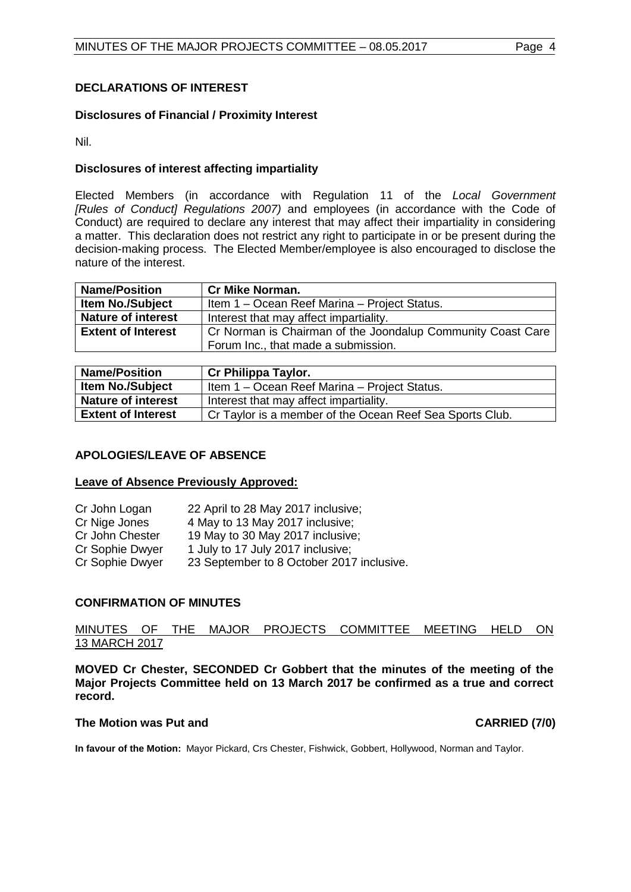## DECLARATIONS OF INTEREST

### Disclosures of Financial / Proximity Interest

Nil.

### Disclosures of interest affecting impartiality

Elected Members (in accordance with Regulation 11 of the *Local Government [Rules of Conduct] Regulations 2007)* and employees (in accordance with the Code of Conduct) are required to declare any interest that may affect their impartiality in considering a matter. This declaration does not restrict any right to participate in or be present during the decision-making process. The Elected Member/employee is also encouraged to disclose the nature of the interest.

| **Name/Position** | **Cr Mike Norman.** |
|---|---|
| **Item No./Subject** | Item 1 – Ocean Reef Marina – Project Status. |
| **Nature of interest** | Interest that may affect impartiality. |
| **Extent of Interest** | Cr Norman is Chairman of the Joondalup Community Coast Care Forum Inc., that made a submission. |

| **Name/Position** | **Cr Philippa Taylor.** |
|---|---|
| **Item No./Subject** | Item 1 – Ocean Reef Marina – Project Status. |
| **Nature of interest** | Interest that may affect impartiality. |
| **Extent of Interest** | Cr Taylor is a member of the Ocean Reef Sea Sports Club. |

## APOLOGIES/LEAVE OF ABSENCE

**Leave of Absence Previously Approved:**

| | |
|---|---|
| Cr John Logan | 22 April to 28 May 2017 inclusive; |
| Cr Nige Jones | 4 May to 13 May 2017 inclusive; |
| Cr John Chester | 19 May to 30 May 2017 inclusive; |
| Cr Sophie Dwyer | 1 July to 17 July 2017 inclusive; |
| Cr Sophie Dwyer | 23 September to 8 October 2017 inclusive. |

## CONFIRMATION OF MINUTES

MINUTES OF THE MAJOR PROJECTS COMMITTEE MEETING HELD ON 13 MARCH 2017

**MOVED Cr Chester, SECONDED Cr Gobbert that the minutes of the meeting of the Major Projects Committee held on 13 March 2017 be confirmed as a true and correct record.**

**The Motion was Put and CARRIED (7/0)**

**In favour of the Motion:** Mayor Pickard, Crs Chester, Fishwick, Gobbert, Hollywood, Norman and Taylor.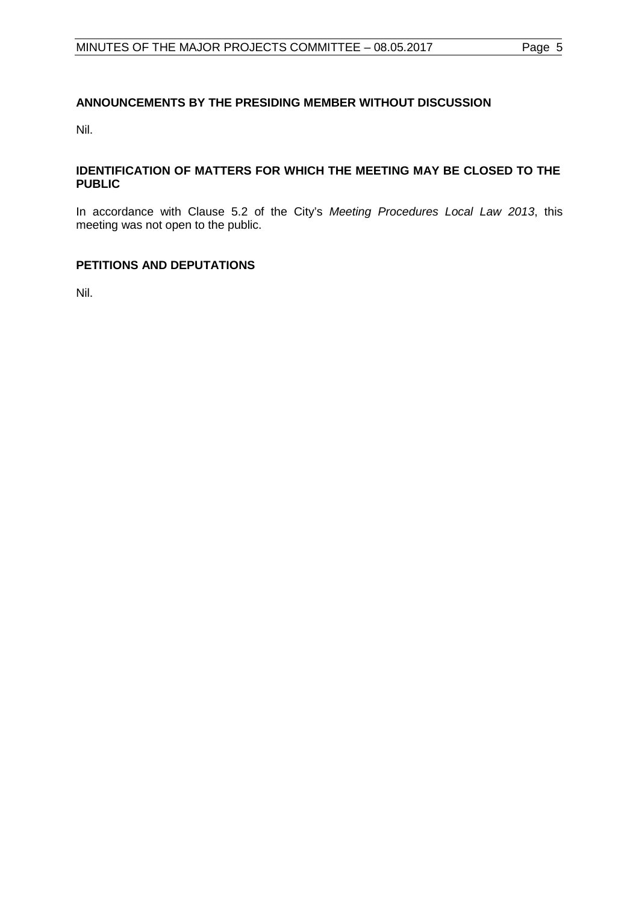**ANNOUNCEMENTS BY THE PRESIDING MEMBER WITHOUT DISCUSSION**

Nil.

**IDENTIFICATION OF MATTERS FOR WHICH THE MEETING MAY BE CLOSED TO THE PUBLIC**

In accordance with Clause 5.2 of the City's *Meeting Procedures Local Law 2013*, this meeting was not open to the public.

**PETITIONS AND DEPUTATIONS**

Nil.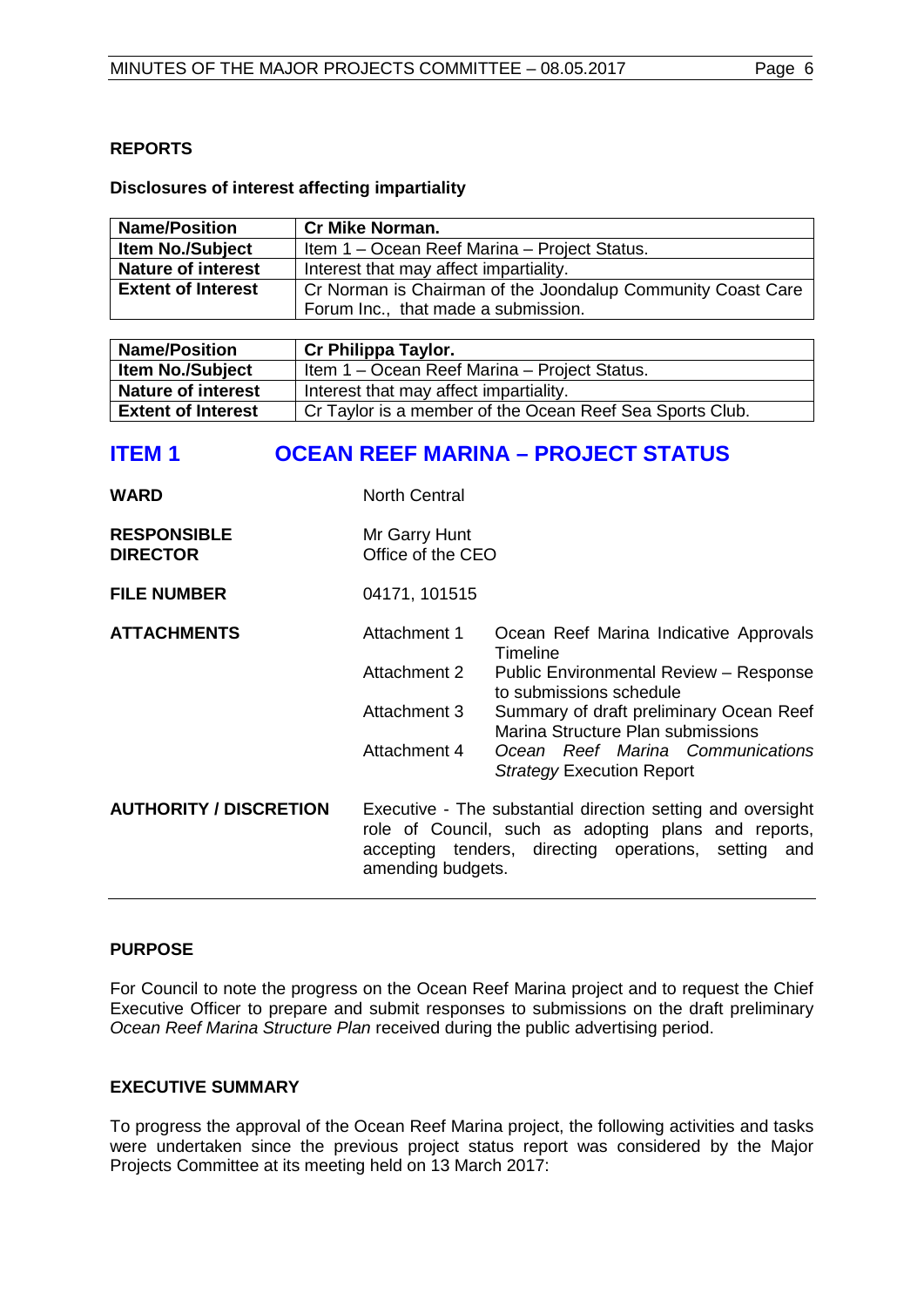## REPORTS

### Disclosures of interest affecting impartiality

| Name/Position | Cr Mike Norman. |
|---|---|
| Item No./Subject | Item 1 – Ocean Reef Marina – Project Status. |
| Nature of interest | Interest that may affect impartiality. |
| Extent of Interest | Cr Norman is Chairman of the Joondalup Community Coast Care Forum Inc., that made a submission. |

| Name/Position | Cr Philippa Taylor. |
|---|---|
| Item No./Subject | Item 1 – Ocean Reef Marina – Project Status. |
| Nature of interest | Interest that may affect impartiality. |
| Extent of Interest | Cr Taylor is a member of the Ocean Reef Sea Sports Club. |

# ITEM 1 OCEAN REEF MARINA – PROJECT STATUS

**WARD** North Central

**RESPONSIBLE DIRECTOR** Mr Garry Hunt
Office of the CEO

**FILE NUMBER** 04171, 101515

**ATTACHMENTS**

| | |
|---|---|
| Attachment 1 | Ocean Reef Marina Indicative Approvals Timeline |
| Attachment 2 | Public Environmental Review – Response to submissions schedule |
| Attachment 3 | Summary of draft preliminary Ocean Reef Marina Structure Plan submissions |
| Attachment 4 | *Ocean Reef Marina Communications Strategy* Execution Report |

**AUTHORITY / DISCRETION** Executive - The substantial direction setting and oversight role of Council, such as adopting plans and reports, accepting tenders, directing operations, setting and amending budgets.

## PURPOSE

For Council to note the progress on the Ocean Reef Marina project and to request the Chief Executive Officer to prepare and submit responses to submissions on the draft preliminary *Ocean Reef Marina Structure Plan* received during the public advertising period.

## EXECUTIVE SUMMARY

To progress the approval of the Ocean Reef Marina project, the following activities and tasks were undertaken since the previous project status report was considered by the Major Projects Committee at its meeting held on 13 March 2017: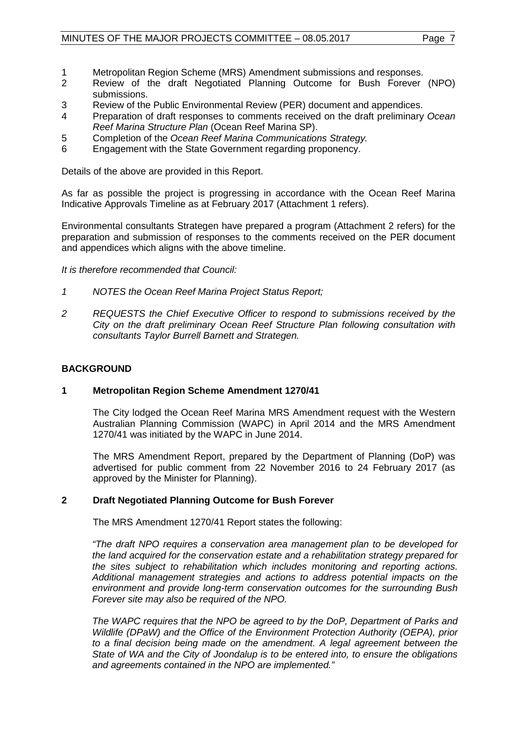1 Metropolitan Region Scheme (MRS) Amendment submissions and responses.
2 Review of the draft Negotiated Planning Outcome for Bush Forever (NPO) submissions.
3 Review of the Public Environmental Review (PER) document and appendices.
4 Preparation of draft responses to comments received on the draft preliminary *Ocean Reef Marina Structure Plan* (Ocean Reef Marina SP).
5 Completion of the *Ocean Reef Marina Communications Strategy.*
6 Engagement with the State Government regarding proponency.

Details of the above are provided in this Report.

As far as possible the project is progressing in accordance with the Ocean Reef Marina Indicative Approvals Timeline as at February 2017 (Attachment 1 refers).

Environmental consultants Strategen have prepared a program (Attachment 2 refers) for the preparation and submission of responses to the comments received on the PER document and appendices which aligns with the above timeline.

*It is therefore recommended that Council:*

*1 NOTES the Ocean Reef Marina Project Status Report;*

*2 REQUESTS the Chief Executive Officer to respond to submissions received by the City on the draft preliminary Ocean Reef Structure Plan following consultation with consultants Taylor Burrell Barnett and Strategen.*

## BACKGROUND

### 1 Metropolitan Region Scheme Amendment 1270/41

The City lodged the Ocean Reef Marina MRS Amendment request with the Western Australian Planning Commission (WAPC) in April 2014 and the MRS Amendment 1270/41 was initiated by the WAPC in June 2014.

The MRS Amendment Report, prepared by the Department of Planning (DoP) was advertised for public comment from 22 November 2016 to 24 February 2017 (as approved by the Minister for Planning).

### 2 Draft Negotiated Planning Outcome for Bush Forever

The MRS Amendment 1270/41 Report states the following:

*"The draft NPO requires a conservation area management plan to be developed for the land acquired for the conservation estate and a rehabilitation strategy prepared for the sites subject to rehabilitation which includes monitoring and reporting actions. Additional management strategies and actions to address potential impacts on the environment and provide long-term conservation outcomes for the surrounding Bush Forever site may also be required of the NPO.*

*The WAPC requires that the NPO be agreed to by the DoP, Department of Parks and Wildlife (DPaW) and the Office of the Environment Protection Authority (OEPA), prior to a final decision being made on the amendment. A legal agreement between the State of WA and the City of Joondalup is to be entered into, to ensure the obligations and agreements contained in the NPO are implemented."*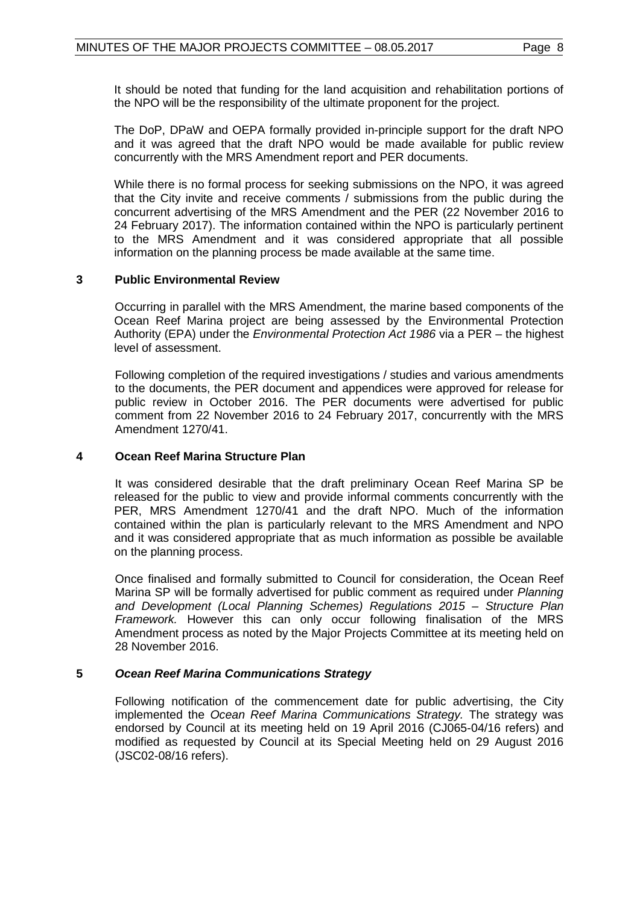It should be noted that funding for the land acquisition and rehabilitation portions of the NPO will be the responsibility of the ultimate proponent for the project.

The DoP, DPaW and OEPA formally provided in-principle support for the draft NPO and it was agreed that the draft NPO would be made available for public review concurrently with the MRS Amendment report and PER documents.

While there is no formal process for seeking submissions on the NPO, it was agreed that the City invite and receive comments / submissions from the public during the concurrent advertising of the MRS Amendment and the PER (22 November 2016 to 24 February 2017). The information contained within the NPO is particularly pertinent to the MRS Amendment and it was considered appropriate that all possible information on the planning process be made available at the same time.

### 3 Public Environmental Review

Occurring in parallel with the MRS Amendment, the marine based components of the Ocean Reef Marina project are being assessed by the Environmental Protection Authority (EPA) under the *Environmental Protection Act 1986* via a PER – the highest level of assessment.

Following completion of the required investigations / studies and various amendments to the documents, the PER document and appendices were approved for release for public review in October 2016. The PER documents were advertised for public comment from 22 November 2016 to 24 February 2017, concurrently with the MRS Amendment 1270/41.

### 4 Ocean Reef Marina Structure Plan

It was considered desirable that the draft preliminary Ocean Reef Marina SP be released for the public to view and provide informal comments concurrently with the PER, MRS Amendment 1270/41 and the draft NPO. Much of the information contained within the plan is particularly relevant to the MRS Amendment and NPO and it was considered appropriate that as much information as possible be available on the planning process.

Once finalised and formally submitted to Council for consideration, the Ocean Reef Marina SP will be formally advertised for public comment as required under *Planning and Development (Local Planning Schemes) Regulations 2015 – Structure Plan Framework.* However this can only occur following finalisation of the MRS Amendment process as noted by the Major Projects Committee at its meeting held on 28 November 2016.

### 5 *Ocean Reef Marina Communications Strategy*

Following notification of the commencement date for public advertising, the City implemented the *Ocean Reef Marina Communications Strategy.* The strategy was endorsed by Council at its meeting held on 19 April 2016 (CJ065-04/16 refers) and modified as requested by Council at its Special Meeting held on 29 August 2016 (JSC02-08/16 refers).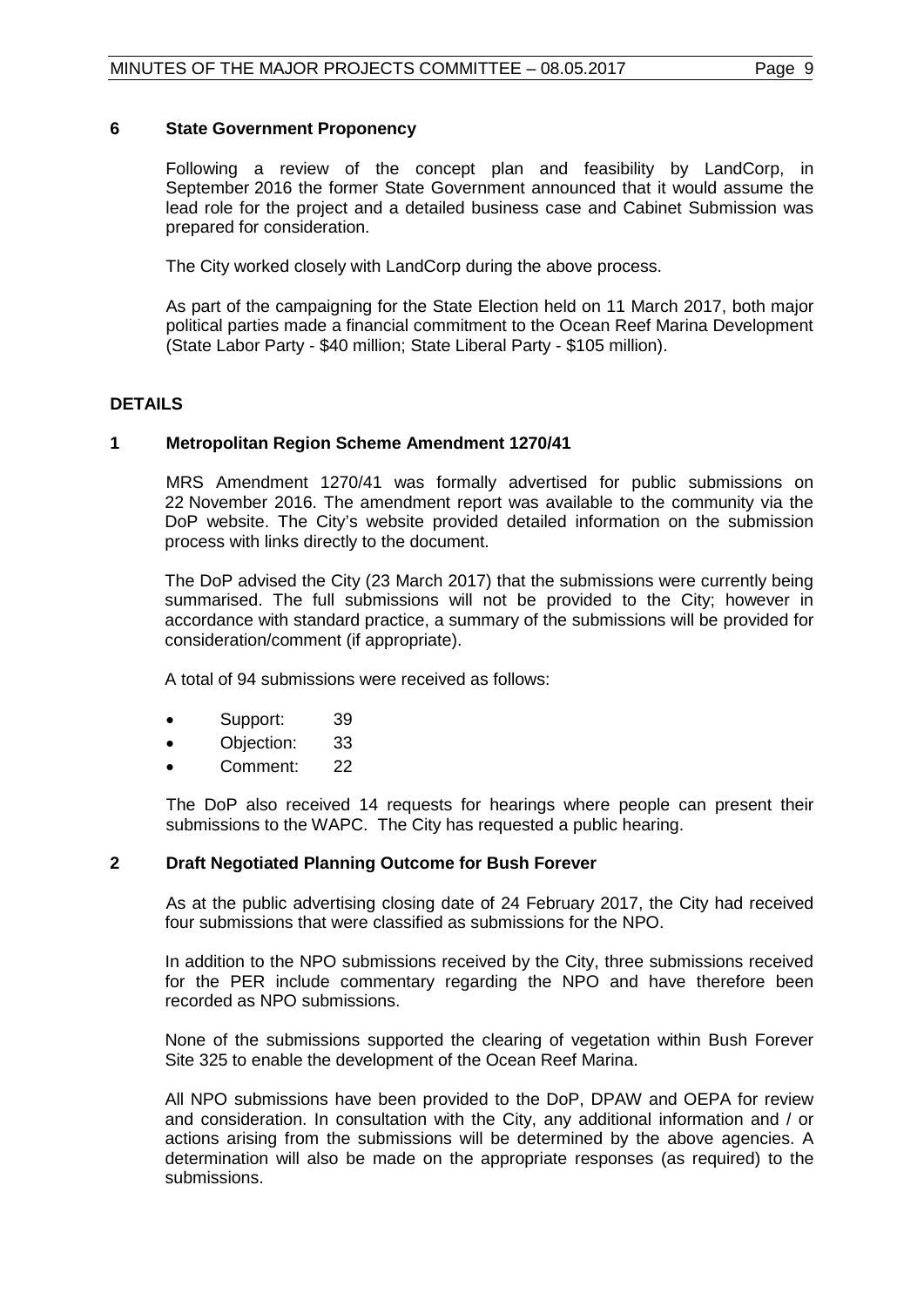### 6 State Government Proponency

Following a review of the concept plan and feasibility by LandCorp, in September 2016 the former State Government announced that it would assume the lead role for the project and a detailed business case and Cabinet Submission was prepared for consideration.

The City worked closely with LandCorp during the above process.

As part of the campaigning for the State Election held on 11 March 2017, both major political parties made a financial commitment to the Ocean Reef Marina Development (State Labor Party - $40 million; State Liberal Party - $105 million).

## DETAILS

### 1 Metropolitan Region Scheme Amendment 1270/41

MRS Amendment 1270/41 was formally advertised for public submissions on 22 November 2016. The amendment report was available to the community via the DoP website. The City's website provided detailed information on the submission process with links directly to the document.

The DoP advised the City (23 March 2017) that the submissions were currently being summarised. The full submissions will not be provided to the City; however in accordance with standard practice, a summary of the submissions will be provided for consideration/comment (if appropriate).

A total of 94 submissions were received as follows:

- Support: 39
- Objection: 33
- Comment: 22

The DoP also received 14 requests for hearings where people can present their submissions to the WAPC. The City has requested a public hearing.

### 2 Draft Negotiated Planning Outcome for Bush Forever

As at the public advertising closing date of 24 February 2017, the City had received four submissions that were classified as submissions for the NPO.

In addition to the NPO submissions received by the City, three submissions received for the PER include commentary regarding the NPO and have therefore been recorded as NPO submissions.

None of the submissions supported the clearing of vegetation within Bush Forever Site 325 to enable the development of the Ocean Reef Marina.

All NPO submissions have been provided to the DoP, DPAW and OEPA for review and consideration. In consultation with the City, any additional information and / or actions arising from the submissions will be determined by the above agencies. A determination will also be made on the appropriate responses (as required) to the submissions.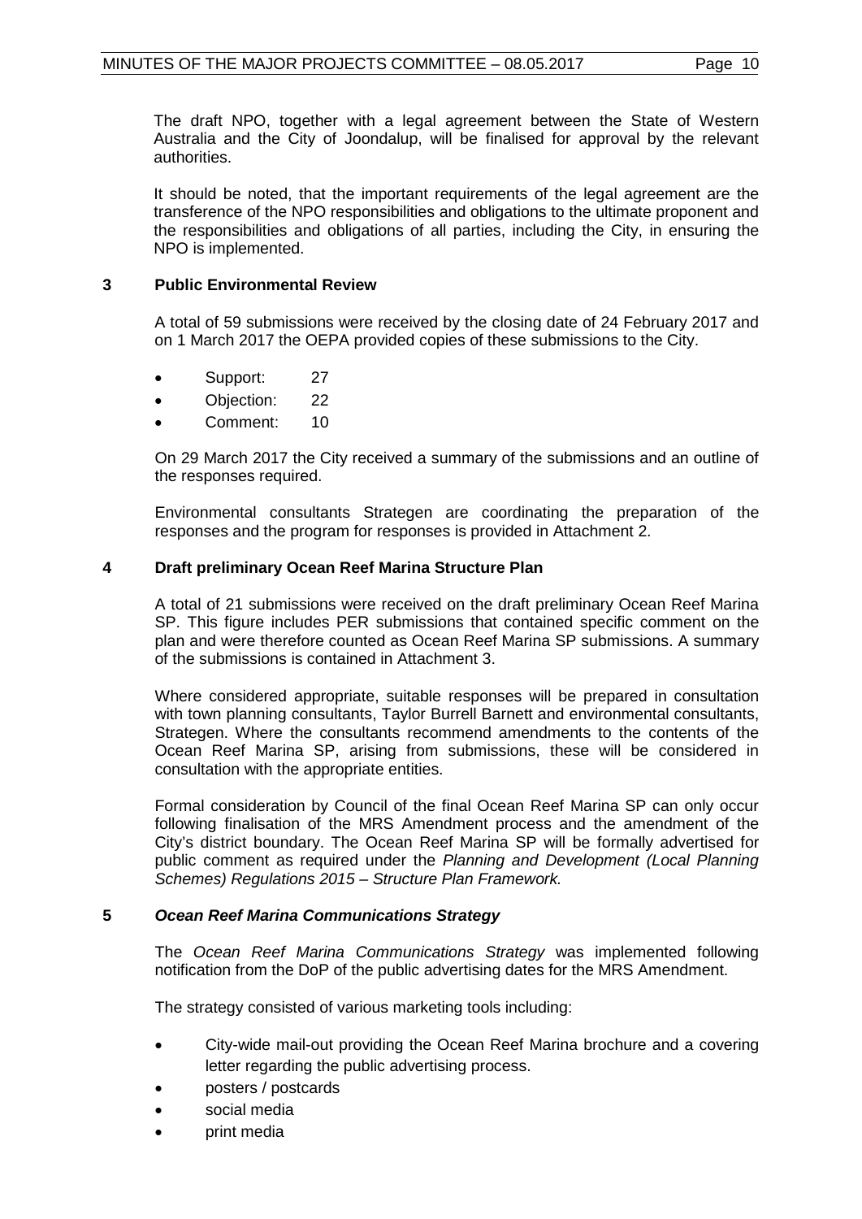The draft NPO, together with a legal agreement between the State of Western Australia and the City of Joondalup, will be finalised for approval by the relevant authorities.

It should be noted, that the important requirements of the legal agreement are the transference of the NPO responsibilities and obligations to the ultimate proponent and the responsibilities and obligations of all parties, including the City, in ensuring the NPO is implemented.

### 3 Public Environmental Review

A total of 59 submissions were received by the closing date of 24 February 2017 and on 1 March 2017 the OEPA provided copies of these submissions to the City.

- Support: 27
- Objection: 22
- Comment: 10

On 29 March 2017 the City received a summary of the submissions and an outline of the responses required.

Environmental consultants Strategen are coordinating the preparation of the responses and the program for responses is provided in Attachment 2.

### 4 Draft preliminary Ocean Reef Marina Structure Plan

A total of 21 submissions were received on the draft preliminary Ocean Reef Marina SP. This figure includes PER submissions that contained specific comment on the plan and were therefore counted as Ocean Reef Marina SP submissions. A summary of the submissions is contained in Attachment 3.

Where considered appropriate, suitable responses will be prepared in consultation with town planning consultants, Taylor Burrell Barnett and environmental consultants, Strategen. Where the consultants recommend amendments to the contents of the Ocean Reef Marina SP, arising from submissions, these will be considered in consultation with the appropriate entities.

Formal consideration by Council of the final Ocean Reef Marina SP can only occur following finalisation of the MRS Amendment process and the amendment of the City's district boundary. The Ocean Reef Marina SP will be formally advertised for public comment as required under the *Planning and Development (Local Planning Schemes) Regulations 2015 – Structure Plan Framework.*

### 5 *Ocean Reef Marina Communications Strategy*

The *Ocean Reef Marina Communications Strategy* was implemented following notification from the DoP of the public advertising dates for the MRS Amendment.

The strategy consisted of various marketing tools including:

- City-wide mail-out providing the Ocean Reef Marina brochure and a covering letter regarding the public advertising process.
- posters / postcards
- social media
- print media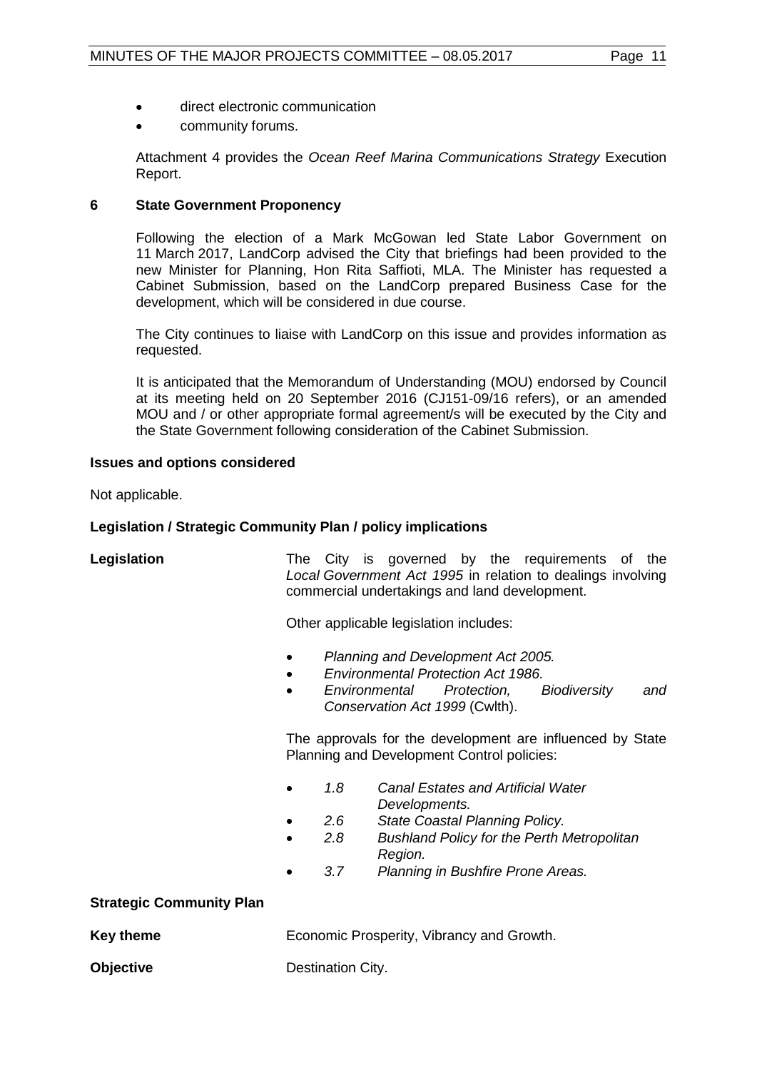- direct electronic communication
- community forums.

Attachment 4 provides the *Ocean Reef Marina Communications Strategy* Execution Report.

### 6 State Government Proponency

Following the election of a Mark McGowan led State Labor Government on 11 March 2017, LandCorp advised the City that briefings had been provided to the new Minister for Planning, Hon Rita Saffioti, MLA. The Minister has requested a Cabinet Submission, based on the LandCorp prepared Business Case for the development, which will be considered in due course.

The City continues to liaise with LandCorp on this issue and provides information as requested.

It is anticipated that the Memorandum of Understanding (MOU) endorsed by Council at its meeting held on 20 September 2016 (CJ151-09/16 refers), or an amended MOU and / or other appropriate formal agreement/s will be executed by the City and the State Government following consideration of the Cabinet Submission.

**Issues and options considered**

Not applicable.

**Legislation / Strategic Community Plan / policy implications**

**Legislation**

The City is governed by the requirements of the *Local Government Act 1995* in relation to dealings involving commercial undertakings and land development.

Other applicable legislation includes:

- *Planning and Development Act 2005.*
- *Environmental Protection Act 1986.*
- *Environmental Protection, Biodiversity and Conservation Act 1999* (Cwlth).

The approvals for the development are influenced by State Planning and Development Control policies:

- *1.8 Canal Estates and Artificial Water Developments.*
- *2.6 State Coastal Planning Policy.*
- *2.8 Bushland Policy for the Perth Metropolitan Region.*
- *3.7 Planning in Bushfire Prone Areas.*

**Strategic Community Plan**

**Key theme** Economic Prosperity, Vibrancy and Growth.

**Objective** Destination City.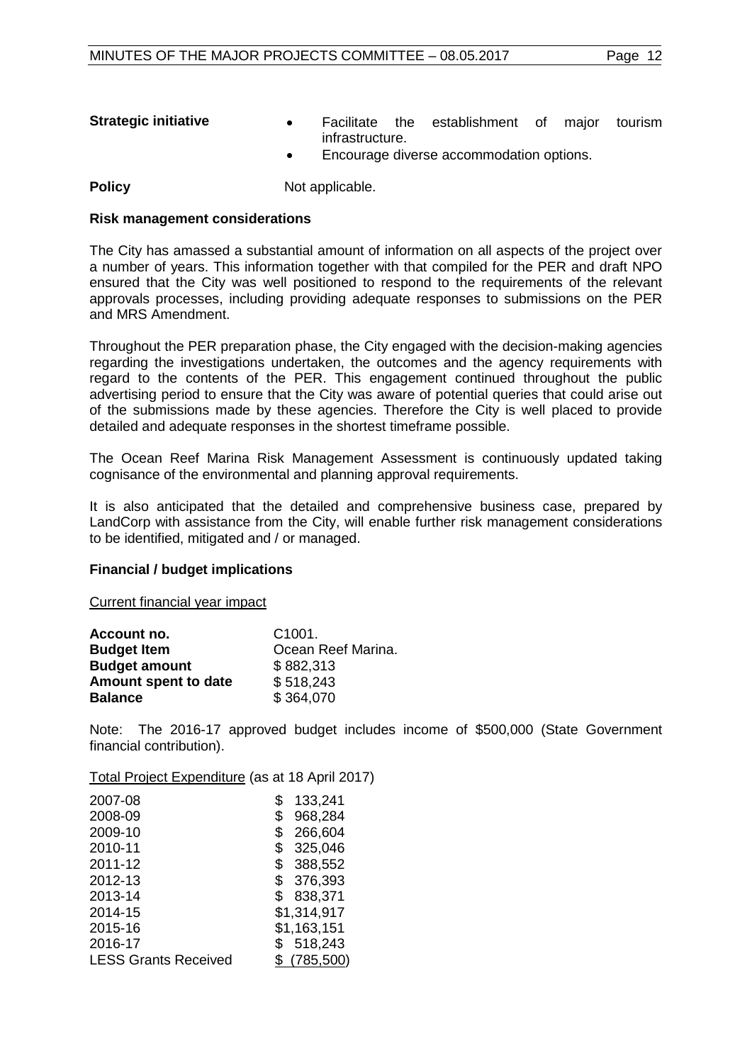| | |
|---|---|
| **Strategic initiative** | • Facilitate the establishment of major tourism infrastructure.<br>• Encourage diverse accommodation options. |
| **Policy** | Not applicable. |

**Risk management considerations**

The City has amassed a substantial amount of information on all aspects of the project over a number of years. This information together with that compiled for the PER and draft NPO ensured that the City was well positioned to respond to the requirements of the relevant approvals processes, including providing adequate responses to submissions on the PER and MRS Amendment.

Throughout the PER preparation phase, the City engaged with the decision-making agencies regarding the investigations undertaken, the outcomes and the agency requirements with regard to the contents of the PER. This engagement continued throughout the public advertising period to ensure that the City was aware of potential queries that could arise out of the submissions made by these agencies. Therefore the City is well placed to provide detailed and adequate responses in the shortest timeframe possible.

The Ocean Reef Marina Risk Management Assessment is continuously updated taking cognisance of the environmental and planning approval requirements.

It is also anticipated that the detailed and comprehensive business case, prepared by LandCorp with assistance from the City, will enable further risk management considerations to be identified, mitigated and / or managed.

**Financial / budget implications**

Current financial year impact

| | |
|---|---|
| **Account no.** | C1001. |
| **Budget Item** | Ocean Reef Marina. |
| **Budget amount** | $ 882,313 |
| **Amount spent to date** | $ 518,243 |
| **Balance** | $ 364,070 |

Note: The 2016-17 approved budget includes income of $500,000 (State Government financial contribution).

Total Project Expenditure (as at 18 April 2017)

| | |
|---|---|
| 2007-08 | $ 133,241 |
| 2008-09 | $ 968,284 |
| 2009-10 | $ 266,604 |
| 2010-11 | $ 325,046 |
| 2011-12 | $ 388,552 |
| 2012-13 | $ 376,393 |
| 2013-14 | $ 838,371 |
| 2014-15 | $1,314,917 |
| 2015-16 | $1,163,151 |
| 2016-17 | $ 518,243 |
| LESS Grants Received | $ (785,500) |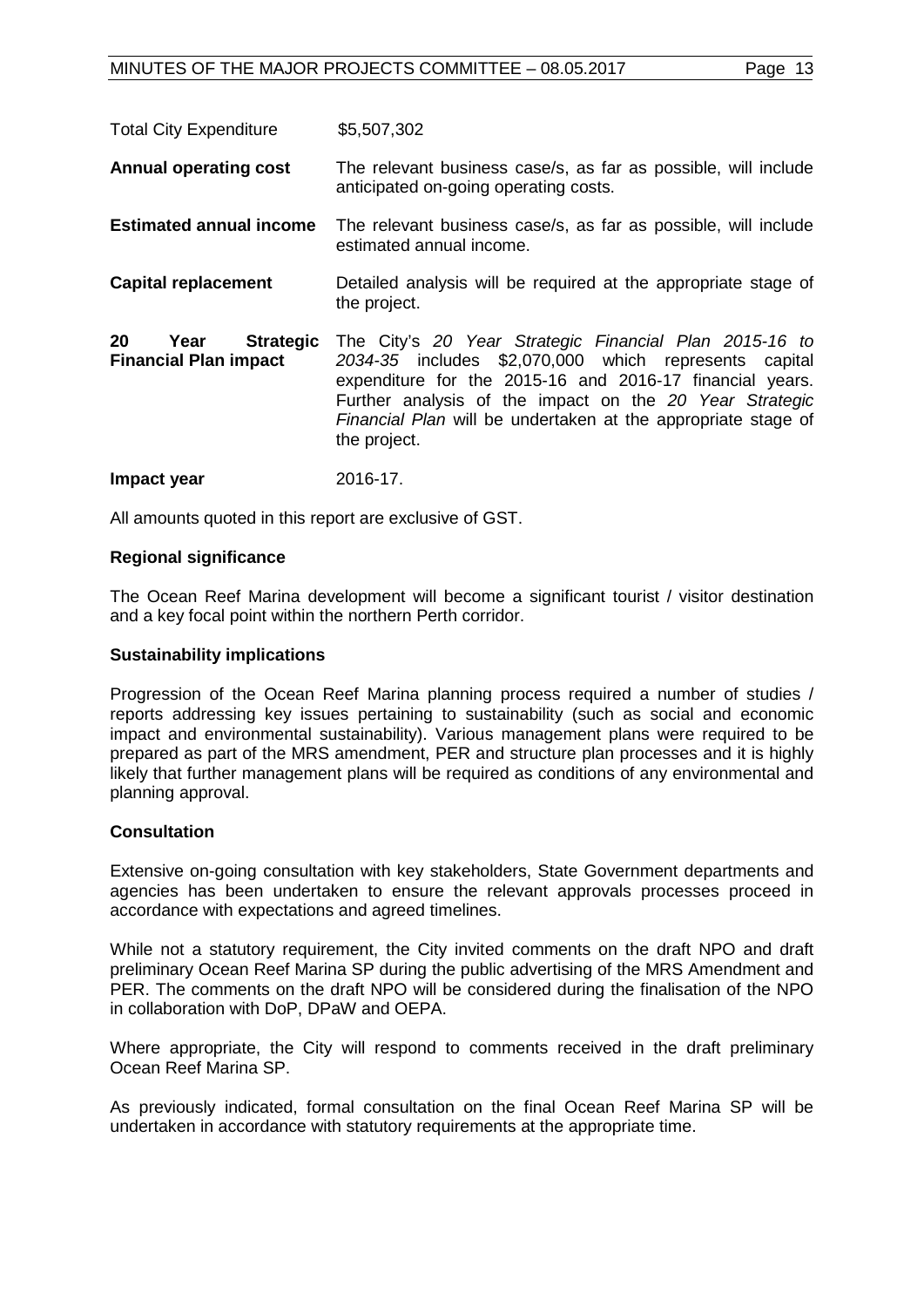| | |
|---|---|
| Total City Expenditure | $5,507,302 |
| **Annual operating cost** | The relevant business case/s, as far as possible, will include anticipated on-going operating costs. |
| **Estimated annual income** | The relevant business case/s, as far as possible, will include estimated annual income. |
| **Capital replacement** | Detailed analysis will be required at the appropriate stage of the project. |
| **20 Year Strategic Financial Plan impact** | The City's *20 Year Strategic Financial Plan 2015-16 to 2034-35* includes $2,070,000 which represents capital expenditure for the 2015-16 and 2016-17 financial years. Further analysis of the impact on the *20 Year Strategic Financial Plan* will be undertaken at the appropriate stage of the project. |
| **Impact year** | 2016-17. |

All amounts quoted in this report are exclusive of GST.

**Regional significance**

The Ocean Reef Marina development will become a significant tourist / visitor destination and a key focal point within the northern Perth corridor.

**Sustainability implications**

Progression of the Ocean Reef Marina planning process required a number of studies / reports addressing key issues pertaining to sustainability (such as social and economic impact and environmental sustainability). Various management plans were required to be prepared as part of the MRS amendment, PER and structure plan processes and it is highly likely that further management plans will be required as conditions of any environmental and planning approval.

**Consultation**

Extensive on-going consultation with key stakeholders, State Government departments and agencies has been undertaken to ensure the relevant approvals processes proceed in accordance with expectations and agreed timelines.

While not a statutory requirement, the City invited comments on the draft NPO and draft preliminary Ocean Reef Marina SP during the public advertising of the MRS Amendment and PER. The comments on the draft NPO will be considered during the finalisation of the NPO in collaboration with DoP, DPaW and OEPA.

Where appropriate, the City will respond to comments received in the draft preliminary Ocean Reef Marina SP.

As previously indicated, formal consultation on the final Ocean Reef Marina SP will be undertaken in accordance with statutory requirements at the appropriate time.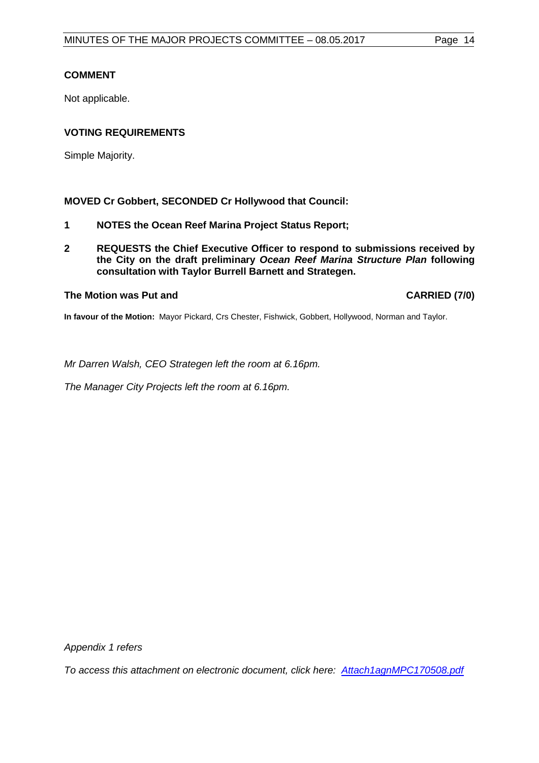### COMMENT

Not applicable.

### VOTING REQUIREMENTS

Simple Majority.

**MOVED Cr Gobbert, SECONDED Cr Hollywood that Council:**

**1 NOTES the Ocean Reef Marina Project Status Report;**

**2 REQUESTS the Chief Executive Officer to respond to submissions received by the City on the draft preliminary *Ocean Reef Marina Structure Plan* following consultation with Taylor Burrell Barnett and Strategen.**

**The Motion was Put and CARRIED (7/0)**

**In favour of the Motion:** Mayor Pickard, Crs Chester, Fishwick, Gobbert, Hollywood, Norman and Taylor.

*Mr Darren Walsh, CEO Strategen left the room at 6.16pm.*

*The Manager City Projects left the room at 6.16pm.*

*Appendix 1 refers*

*To access this attachment on electronic document, click here: Attach1agnMPC170508.pdf*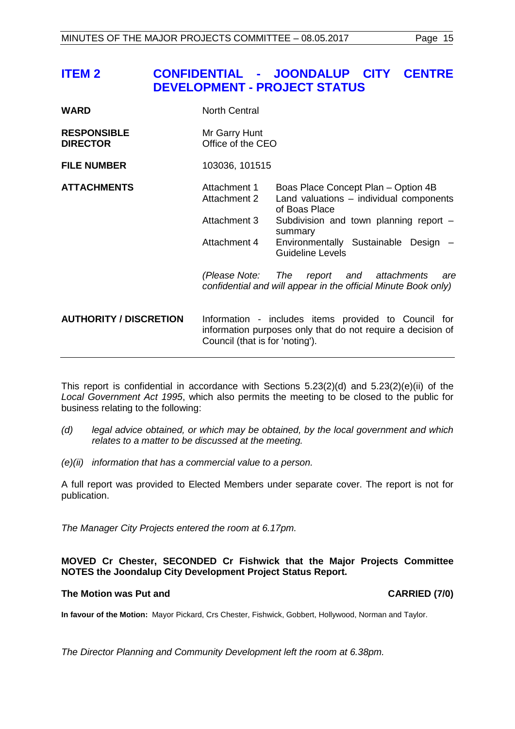## ITEM 2 CONFIDENTIAL - JOONDALUP CITY CENTRE DEVELOPMENT - PROJECT STATUS

| | | |
|---|---|---|
| **WARD** | North Central | |
| **RESPONSIBLE DIRECTOR** | Mr Garry Hunt<br>Office of the CEO | |
| **FILE NUMBER** | 103036, 101515 | |
| **ATTACHMENTS** | Attachment 1 | Boas Place Concept Plan – Option 4B |
| | Attachment 2 | Land valuations – individual components of Boas Place |
| | Attachment 3 | Subdivision and town planning report – summary |
| | Attachment 4 | Environmentally Sustainable Design – Guideline Levels |
| | *(Please Note: The report and attachments are confidential and will appear in the official Minute Book only)* | |
| **AUTHORITY / DISCRETION** | Information - includes items provided to Council for information purposes only that do not require a decision of Council (that is for 'noting'). | |

This report is confidential in accordance with Sections 5.23(2)(d) and 5.23(2)(e)(ii) of the *Local Government Act 1995*, which also permits the meeting to be closed to the public for business relating to the following:

*(d) legal advice obtained, or which may be obtained, by the local government and which relates to a matter to be discussed at the meeting.*

*(e)(ii) information that has a commercial value to a person.*

A full report was provided to Elected Members under separate cover. The report is not for publication.

*The Manager City Projects entered the room at 6.17pm.*

**MOVED Cr Chester, SECONDED Cr Fishwick that the Major Projects Committee NOTES the Joondalup City Development Project Status Report.**

**The Motion was Put and CARRIED (7/0)**

**In favour of the Motion:** Mayor Pickard, Crs Chester, Fishwick, Gobbert, Hollywood, Norman and Taylor.

*The Director Planning and Community Development left the room at 6.38pm.*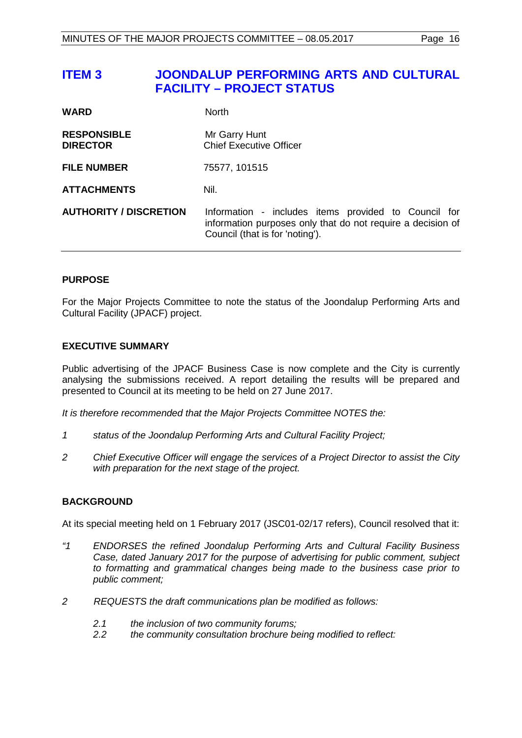# ITEM 3 JOONDALUP PERFORMING ARTS AND CULTURAL FACILITY – PROJECT STATUS

| | |
|---|---|
| **WARD** | North |
| **RESPONSIBLE DIRECTOR** | Mr Garry Hunt<br>Chief Executive Officer |
| **FILE NUMBER** | 75577, 101515 |
| **ATTACHMENTS** | Nil. |
| **AUTHORITY / DISCRETION** | Information - includes items provided to Council for information purposes only that do not require a decision of Council (that is for 'noting'). |

## PURPOSE

For the Major Projects Committee to note the status of the Joondalup Performing Arts and Cultural Facility (JPACF) project.

## EXECUTIVE SUMMARY

Public advertising of the JPACF Business Case is now complete and the City is currently analysing the submissions received. A report detailing the results will be prepared and presented to Council at its meeting to be held on 27 June 2017.

*It is therefore recommended that the Major Projects Committee NOTES the:*

*1 status of the Joondalup Performing Arts and Cultural Facility Project;*

*2 Chief Executive Officer will engage the services of a Project Director to assist the City with preparation for the next stage of the project.*

## BACKGROUND

At its special meeting held on 1 February 2017 (JSC01-02/17 refers), Council resolved that it:

*"1 ENDORSES the refined Joondalup Performing Arts and Cultural Facility Business Case, dated January 2017 for the purpose of advertising for public comment, subject to formatting and grammatical changes being made to the business case prior to public comment;*

*2 REQUESTS the draft communications plan be modified as follows:*

*2.1 the inclusion of two community forums;*
*2.2 the community consultation brochure being modified to reflect:*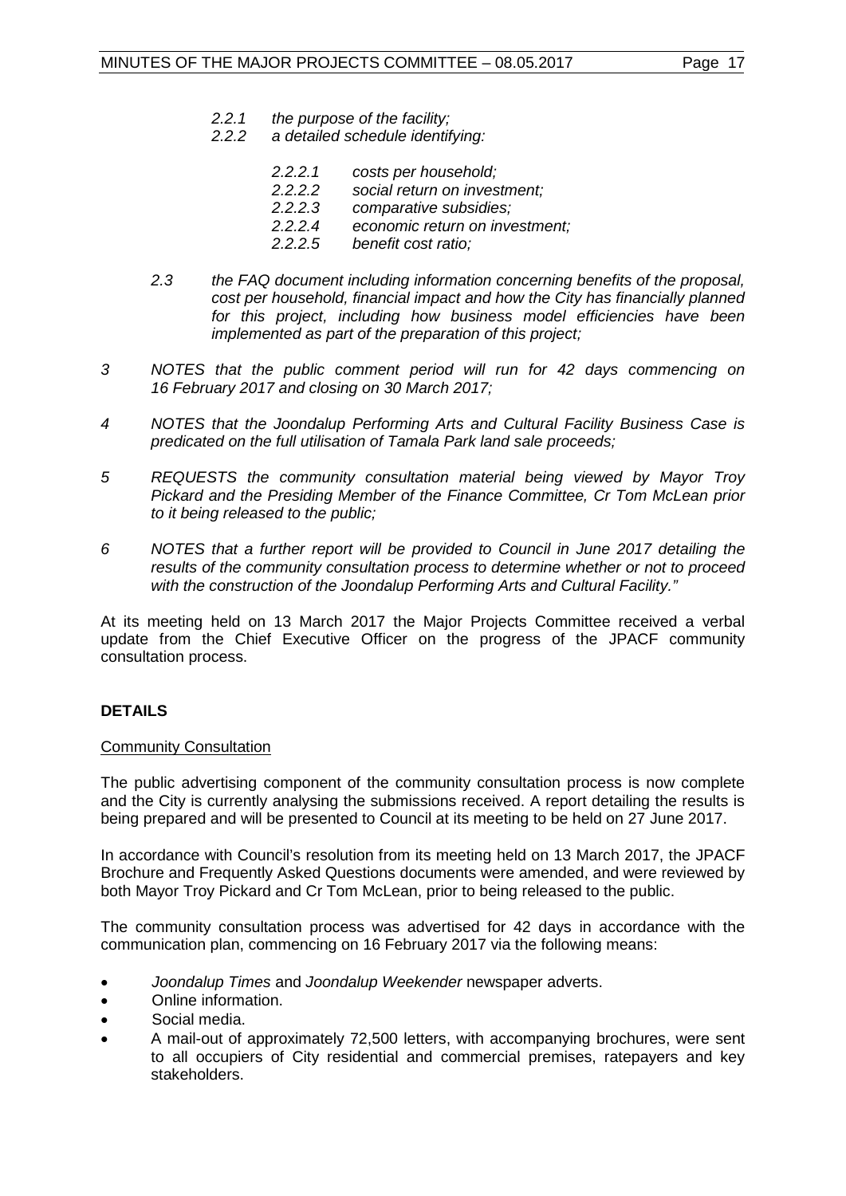*2.2.1 the purpose of the facility;*

*2.2.2 a detailed schedule identifying:*

*2.2.2.1 costs per household;*

*2.2.2.2 social return on investment;*

*2.2.2.3 comparative subsidies;*

*2.2.2.4 economic return on investment;*

*2.2.2.5 benefit cost ratio;*

*2.3 the FAQ document including information concerning benefits of the proposal, cost per household, financial impact and how the City has financially planned for this project, including how business model efficiencies have been implemented as part of the preparation of this project;*

*3 NOTES that the public comment period will run for 42 days commencing on 16 February 2017 and closing on 30 March 2017;*

*4 NOTES that the Joondalup Performing Arts and Cultural Facility Business Case is predicated on the full utilisation of Tamala Park land sale proceeds;*

*5 REQUESTS the community consultation material being viewed by Mayor Troy Pickard and the Presiding Member of the Finance Committee, Cr Tom McLean prior to it being released to the public;*

*6 NOTES that a further report will be provided to Council in June 2017 detailing the results of the community consultation process to determine whether or not to proceed with the construction of the Joondalup Performing Arts and Cultural Facility."*

At its meeting held on 13 March 2017 the Major Projects Committee received a verbal update from the Chief Executive Officer on the progress of the JPACF community consultation process.

## DETAILS

Community Consultation

The public advertising component of the community consultation process is now complete and the City is currently analysing the submissions received. A report detailing the results is being prepared and will be presented to Council at its meeting to be held on 27 June 2017.

In accordance with Council's resolution from its meeting held on 13 March 2017, the JPACF Brochure and Frequently Asked Questions documents were amended, and were reviewed by both Mayor Troy Pickard and Cr Tom McLean, prior to being released to the public.

The community consultation process was advertised for 42 days in accordance with the communication plan, commencing on 16 February 2017 via the following means:

- *Joondalup Times* and *Joondalup Weekender* newspaper adverts.
- Online information.
- Social media.
- A mail-out of approximately 72,500 letters, with accompanying brochures, were sent to all occupiers of City residential and commercial premises, ratepayers and key stakeholders.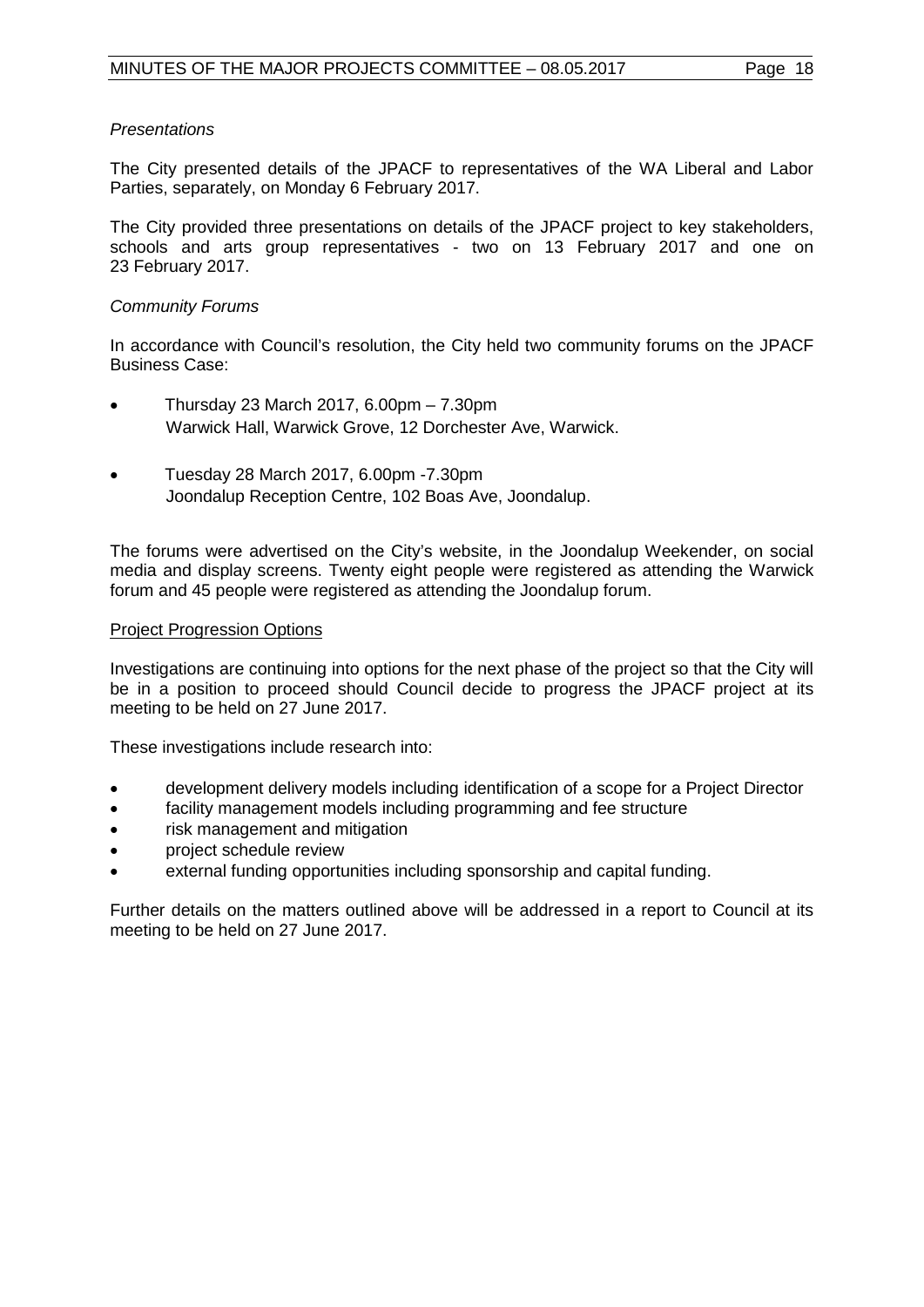*Presentations*

The City presented details of the JPACF to representatives of the WA Liberal and Labor Parties, separately, on Monday 6 February 2017.

The City provided three presentations on details of the JPACF project to key stakeholders, schools and arts group representatives - two on 13 February 2017 and one on 23 February 2017.

*Community Forums*

In accordance with Council's resolution, the City held two community forums on the JPACF Business Case:

- Thursday 23 March 2017, 6.00pm – 7.30pm
  Warwick Hall, Warwick Grove, 12 Dorchester Ave, Warwick.

- Tuesday 28 March 2017, 6.00pm -7.30pm
  Joondalup Reception Centre, 102 Boas Ave, Joondalup.

The forums were advertised on the City's website, in the Joondalup Weekender, on social media and display screens. Twenty eight people were registered as attending the Warwick forum and 45 people were registered as attending the Joondalup forum.

<u>Project Progression Options</u>

Investigations are continuing into options for the next phase of the project so that the City will be in a position to proceed should Council decide to progress the JPACF project at its meeting to be held on 27 June 2017.

These investigations include research into:

- development delivery models including identification of a scope for a Project Director
- facility management models including programming and fee structure
- risk management and mitigation
- project schedule review
- external funding opportunities including sponsorship and capital funding.

Further details on the matters outlined above will be addressed in a report to Council at its meeting to be held on 27 June 2017.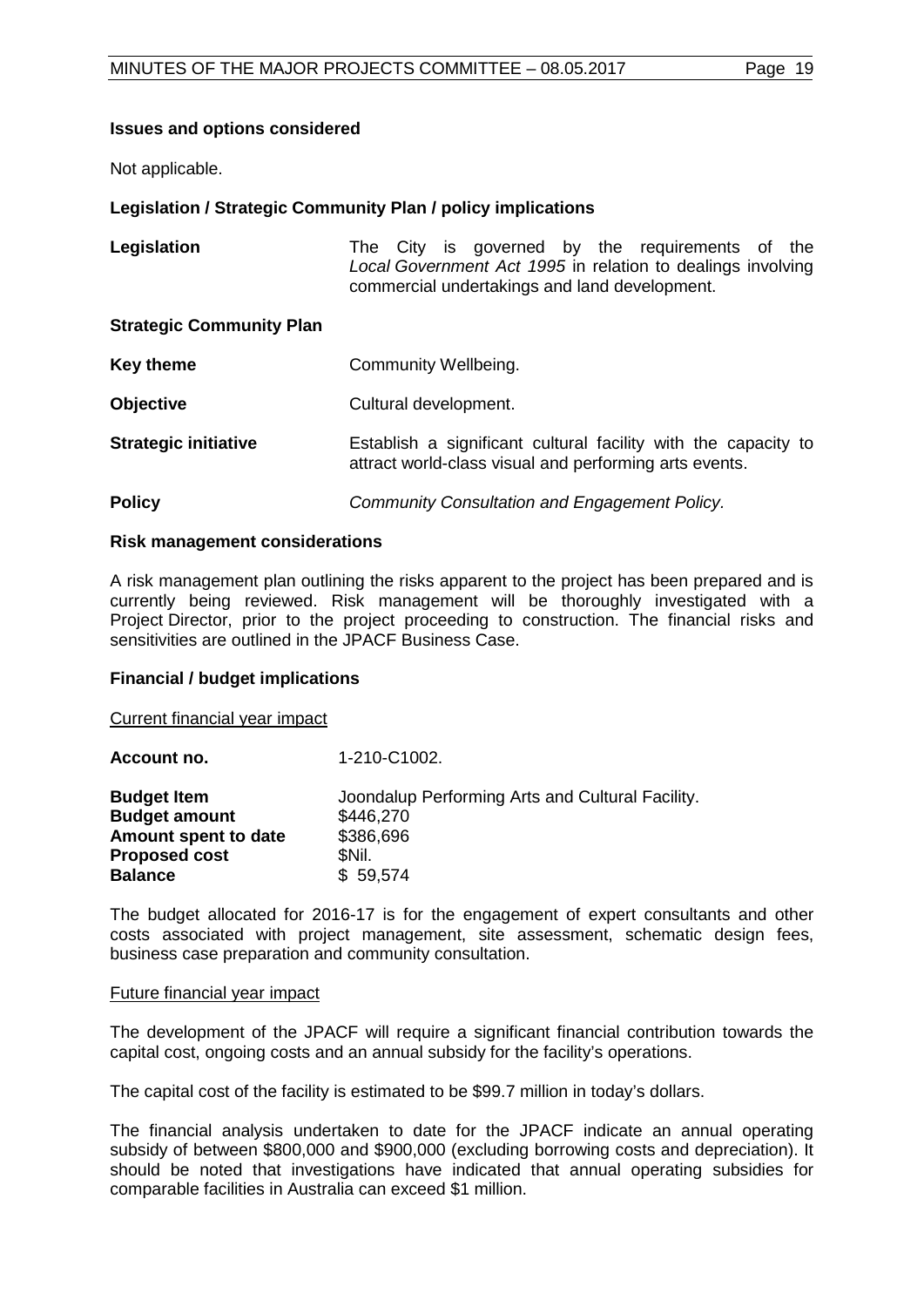**Issues and options considered**

Not applicable.

**Legislation / Strategic Community Plan / policy implications**

| | |
|---|---|
| **Legislation** | The City is governed by the requirements of the *Local Government Act 1995* in relation to dealings involving commercial undertakings and land development. |
| **Strategic Community Plan** | |
| **Key theme** | Community Wellbeing. |
| **Objective** | Cultural development. |
| **Strategic initiative** | Establish a significant cultural facility with the capacity to attract world-class visual and performing arts events. |
| **Policy** | *Community Consultation and Engagement Policy.* |

**Risk management considerations**

A risk management plan outlining the risks apparent to the project has been prepared and is currently being reviewed. Risk management will be thoroughly investigated with a Project Director, prior to the project proceeding to construction. The financial risks and sensitivities are outlined in the JPACF Business Case.

**Financial / budget implications**

Current financial year impact

| | |
|---|---|
| **Account no.** | 1-210-C1002. |
| **Budget Item** | Joondalup Performing Arts and Cultural Facility. |
| **Budget amount** | $446,270 |
| **Amount spent to date** | $386,696 |
| **Proposed cost** | $Nil. |
| **Balance** | $ 59,574 |

The budget allocated for 2016-17 is for the engagement of expert consultants and other costs associated with project management, site assessment, schematic design fees, business case preparation and community consultation.

Future financial year impact

The development of the JPACF will require a significant financial contribution towards the capital cost, ongoing costs and an annual subsidy for the facility's operations.

The capital cost of the facility is estimated to be $99.7 million in today's dollars.

The financial analysis undertaken to date for the JPACF indicate an annual operating subsidy of between $800,000 and $900,000 (excluding borrowing costs and depreciation). It should be noted that investigations have indicated that annual operating subsidies for comparable facilities in Australia can exceed $1 million.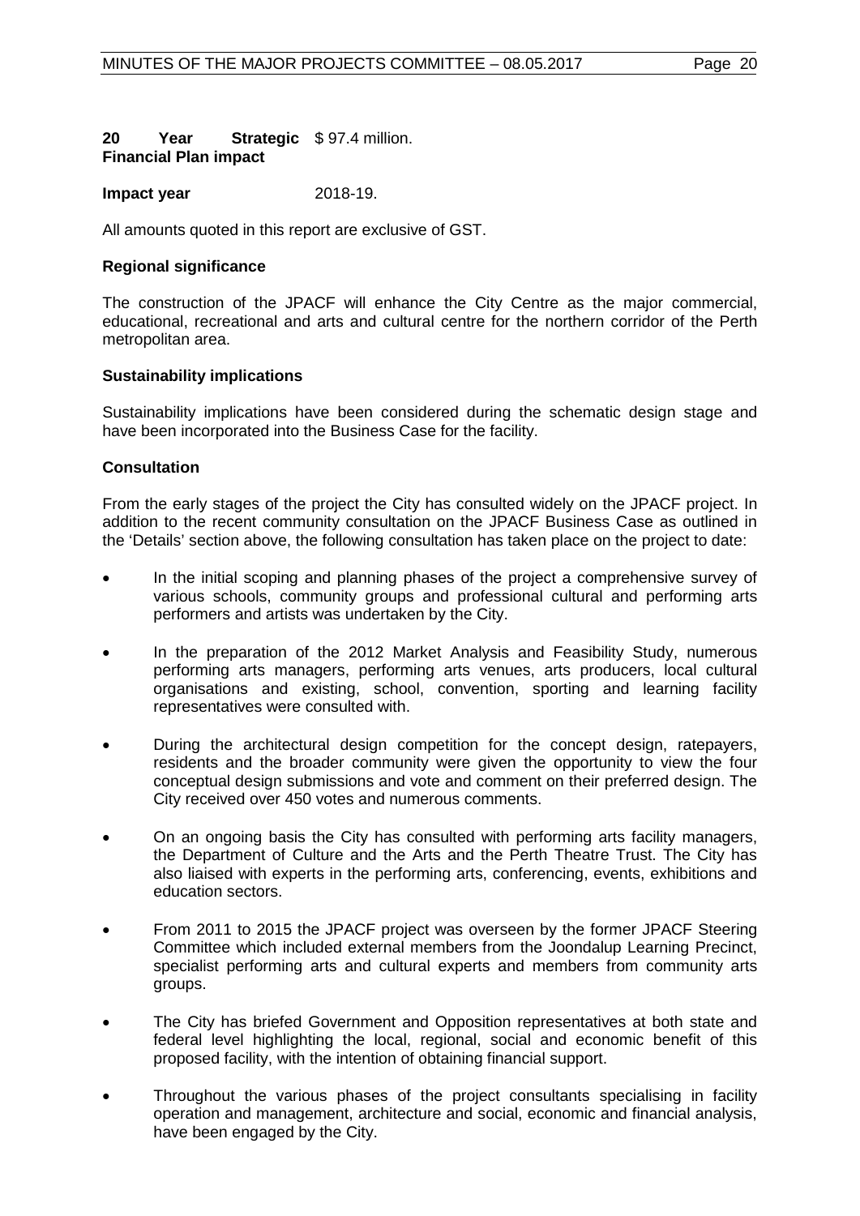| | |
|---|---|
| **20 Year Strategic Financial Plan impact** | $ 97.4 million. |
| **Impact year** | 2018-19. |

All amounts quoted in this report are exclusive of GST.

**Regional significance**

The construction of the JPACF will enhance the City Centre as the major commercial, educational, recreational and arts and cultural centre for the northern corridor of the Perth metropolitan area.

**Sustainability implications**

Sustainability implications have been considered during the schematic design stage and have been incorporated into the Business Case for the facility.

**Consultation**

From the early stages of the project the City has consulted widely on the JPACF project. In addition to the recent community consultation on the JPACF Business Case as outlined in the 'Details' section above, the following consultation has taken place on the project to date:

- In the initial scoping and planning phases of the project a comprehensive survey of various schools, community groups and professional cultural and performing arts performers and artists was undertaken by the City.
- In the preparation of the 2012 Market Analysis and Feasibility Study, numerous performing arts managers, performing arts venues, arts producers, local cultural organisations and existing, school, convention, sporting and learning facility representatives were consulted with.
- During the architectural design competition for the concept design, ratepayers, residents and the broader community were given the opportunity to view the four conceptual design submissions and vote and comment on their preferred design. The City received over 450 votes and numerous comments.
- On an ongoing basis the City has consulted with performing arts facility managers, the Department of Culture and the Arts and the Perth Theatre Trust. The City has also liaised with experts in the performing arts, conferencing, events, exhibitions and education sectors.
- From 2011 to 2015 the JPACF project was overseen by the former JPACF Steering Committee which included external members from the Joondalup Learning Precinct, specialist performing arts and cultural experts and members from community arts groups.
- The City has briefed Government and Opposition representatives at both state and federal level highlighting the local, regional, social and economic benefit of this proposed facility, with the intention of obtaining financial support.
- Throughout the various phases of the project consultants specialising in facility operation and management, architecture and social, economic and financial analysis, have been engaged by the City.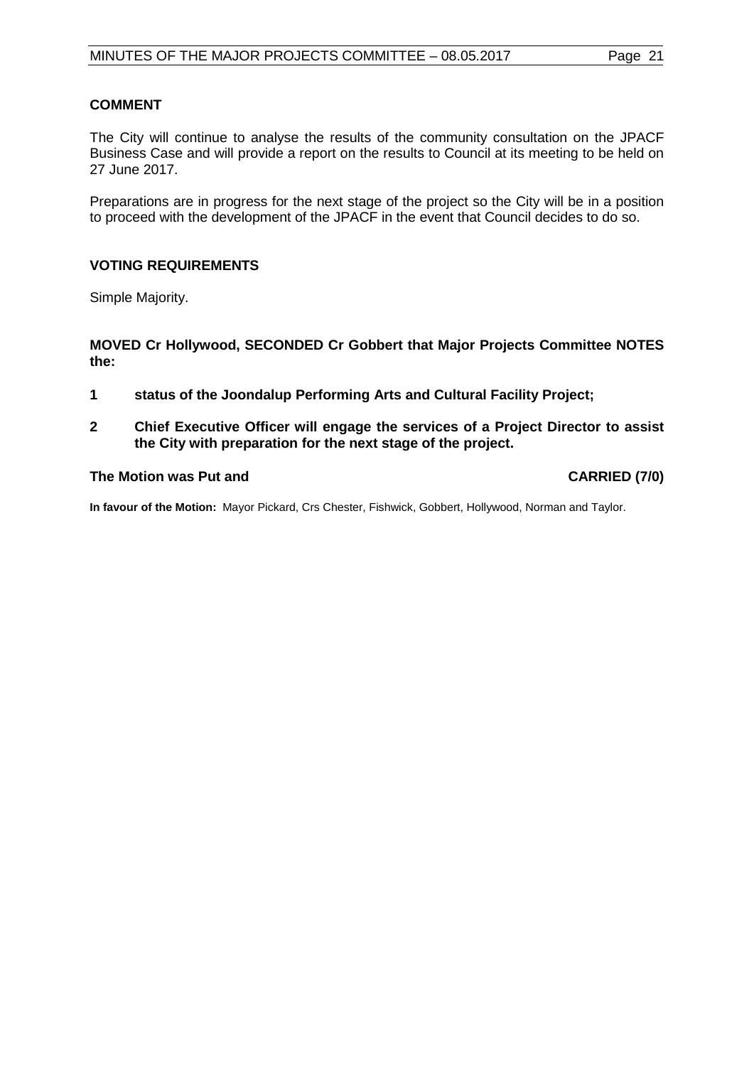## COMMENT

The City will continue to analyse the results of the community consultation on the JPACF Business Case and will provide a report on the results to Council at its meeting to be held on 27 June 2017.

Preparations are in progress for the next stage of the project so the City will be in a position to proceed with the development of the JPACF in the event that Council decides to do so.

## VOTING REQUIREMENTS

Simple Majority.

**MOVED Cr Hollywood, SECONDED Cr Gobbert that Major Projects Committee NOTES the:**

1. **status of the Joondalup Performing Arts and Cultural Facility Project;**
2. **Chief Executive Officer will engage the services of a Project Director to assist the City with preparation for the next stage of the project.**

**The Motion was Put and CARRIED (7/0)**

**In favour of the Motion:** Mayor Pickard, Crs Chester, Fishwick, Gobbert, Hollywood, Norman and Taylor.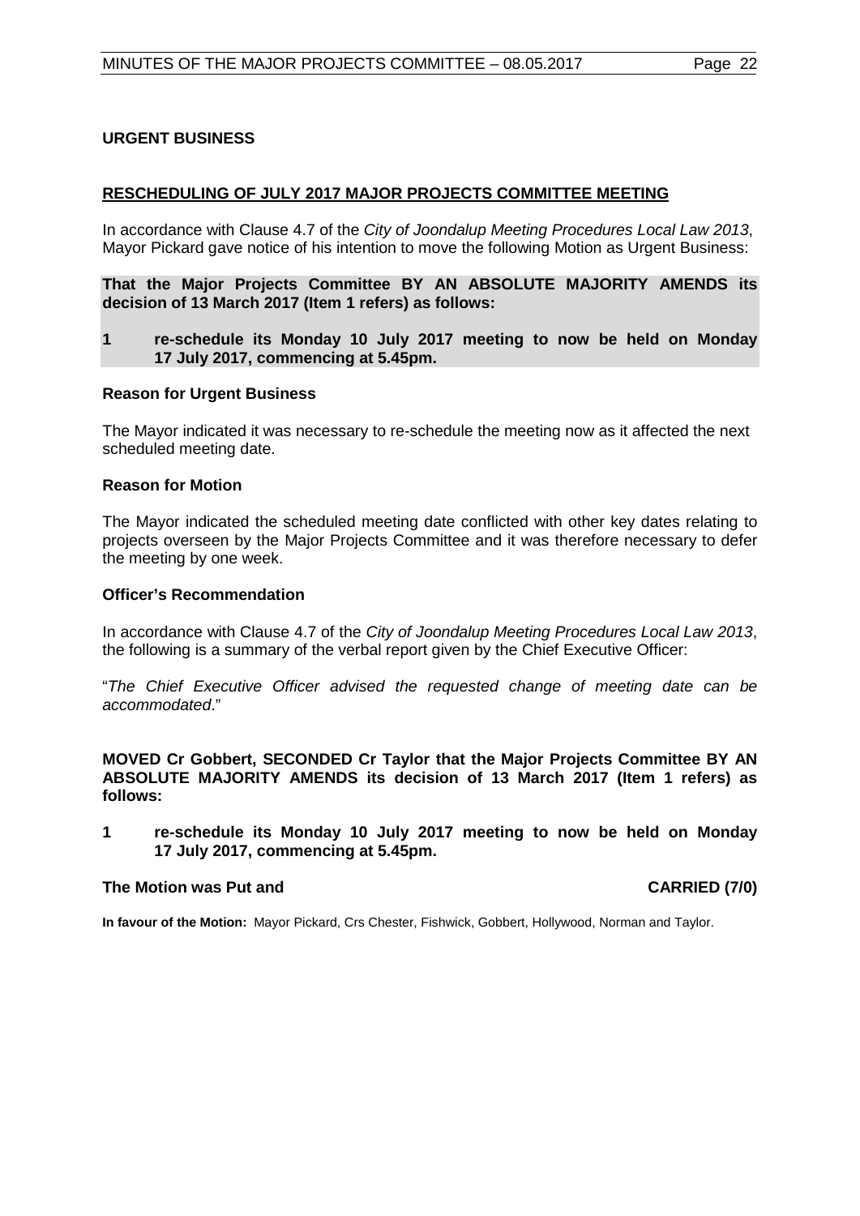## URGENT BUSINESS

### RESCHEDULING OF JULY 2017 MAJOR PROJECTS COMMITTEE MEETING

In accordance with Clause 4.7 of the *City of Joondalup Meeting Procedures Local Law 2013*, Mayor Pickard gave notice of his intention to move the following Motion as Urgent Business:

**That the Major Projects Committee BY AN ABSOLUTE MAJORITY AMENDS its decision of 13 March 2017 (Item 1 refers) as follows:**

**1 re-schedule its Monday 10 July 2017 meeting to now be held on Monday 17 July 2017, commencing at 5.45pm.**

**Reason for Urgent Business**

The Mayor indicated it was necessary to re-schedule the meeting now as it affected the next scheduled meeting date.

**Reason for Motion**

The Mayor indicated the scheduled meeting date conflicted with other key dates relating to projects overseen by the Major Projects Committee and it was therefore necessary to defer the meeting by one week.

**Officer's Recommendation**

In accordance with Clause 4.7 of the *City of Joondalup Meeting Procedures Local Law 2013*, the following is a summary of the verbal report given by the Chief Executive Officer:

"*The Chief Executive Officer advised the requested change of meeting date can be accommodated*."

**MOVED Cr Gobbert, SECONDED Cr Taylor that the Major Projects Committee BY AN ABSOLUTE MAJORITY AMENDS its decision of 13 March 2017 (Item 1 refers) as follows:**

**1 re-schedule its Monday 10 July 2017 meeting to now be held on Monday 17 July 2017, commencing at 5.45pm.**

**The Motion was Put and CARRIED (7/0)**

**In favour of the Motion:** Mayor Pickard, Crs Chester, Fishwick, Gobbert, Hollywood, Norman and Taylor.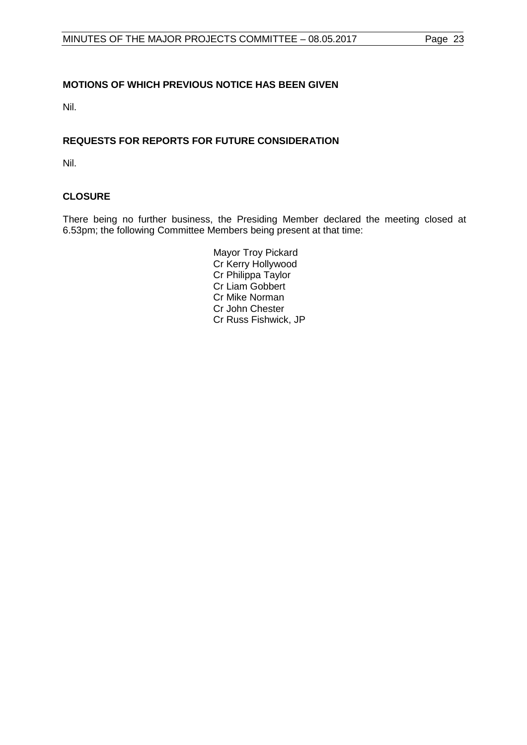**MOTIONS OF WHICH PREVIOUS NOTICE HAS BEEN GIVEN**

Nil.

**REQUESTS FOR REPORTS FOR FUTURE CONSIDERATION**

Nil.

**CLOSURE**

There being no further business, the Presiding Member declared the meeting closed at 6.53pm; the following Committee Members being present at that time:

Mayor Troy Pickard
Cr Kerry Hollywood
Cr Philippa Taylor
Cr Liam Gobbert
Cr Mike Norman
Cr John Chester
Cr Russ Fishwick, JP